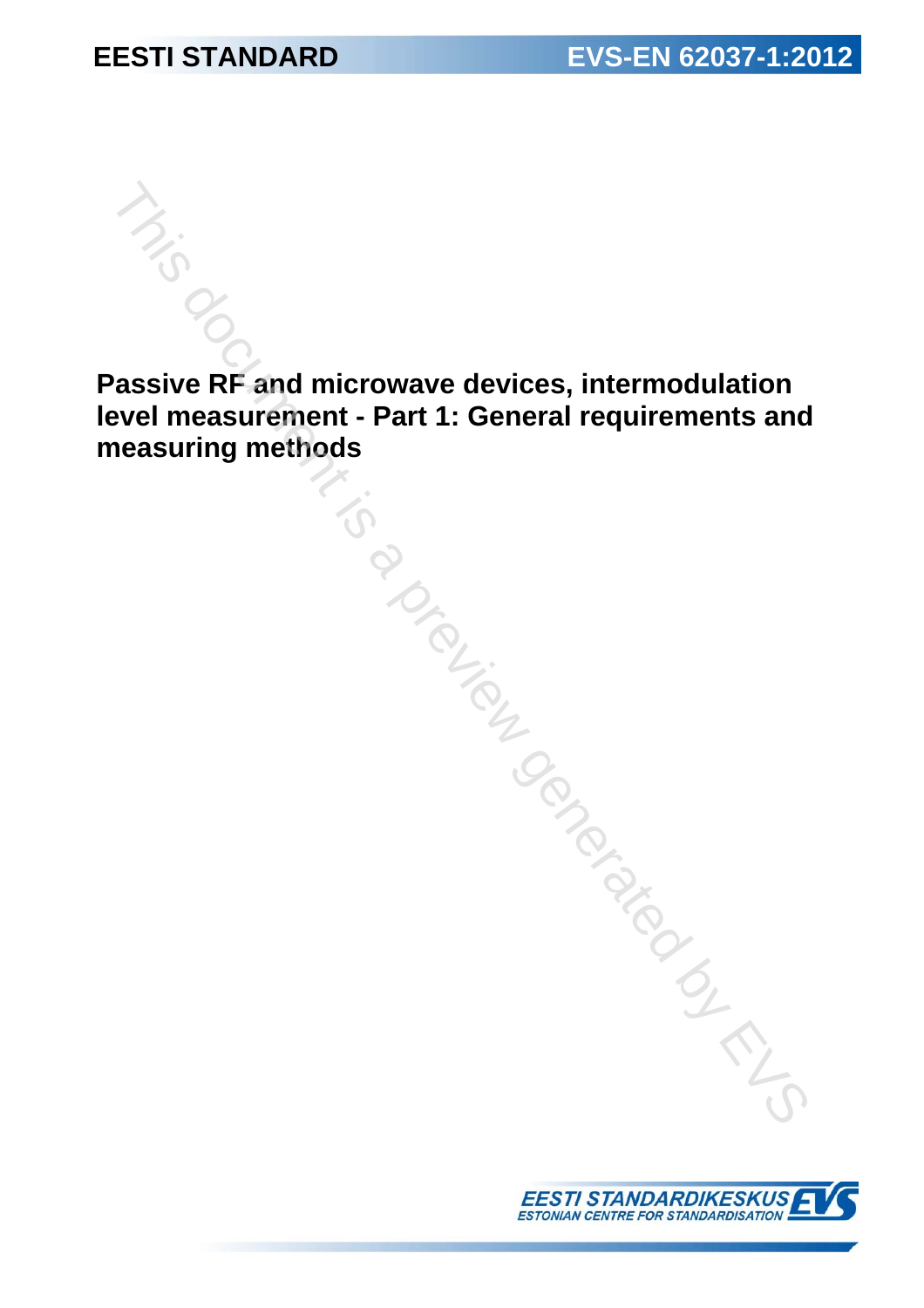EESTI STANDARD

EVS-EN 62037-1:2012

# Passive RF and microwave devices, intermodulation level measurement - Part 1: General requirements and measuring methods

EESTI STANDARDIKESKUS
ESTONIAN CENTRE FOR STANDARDISATION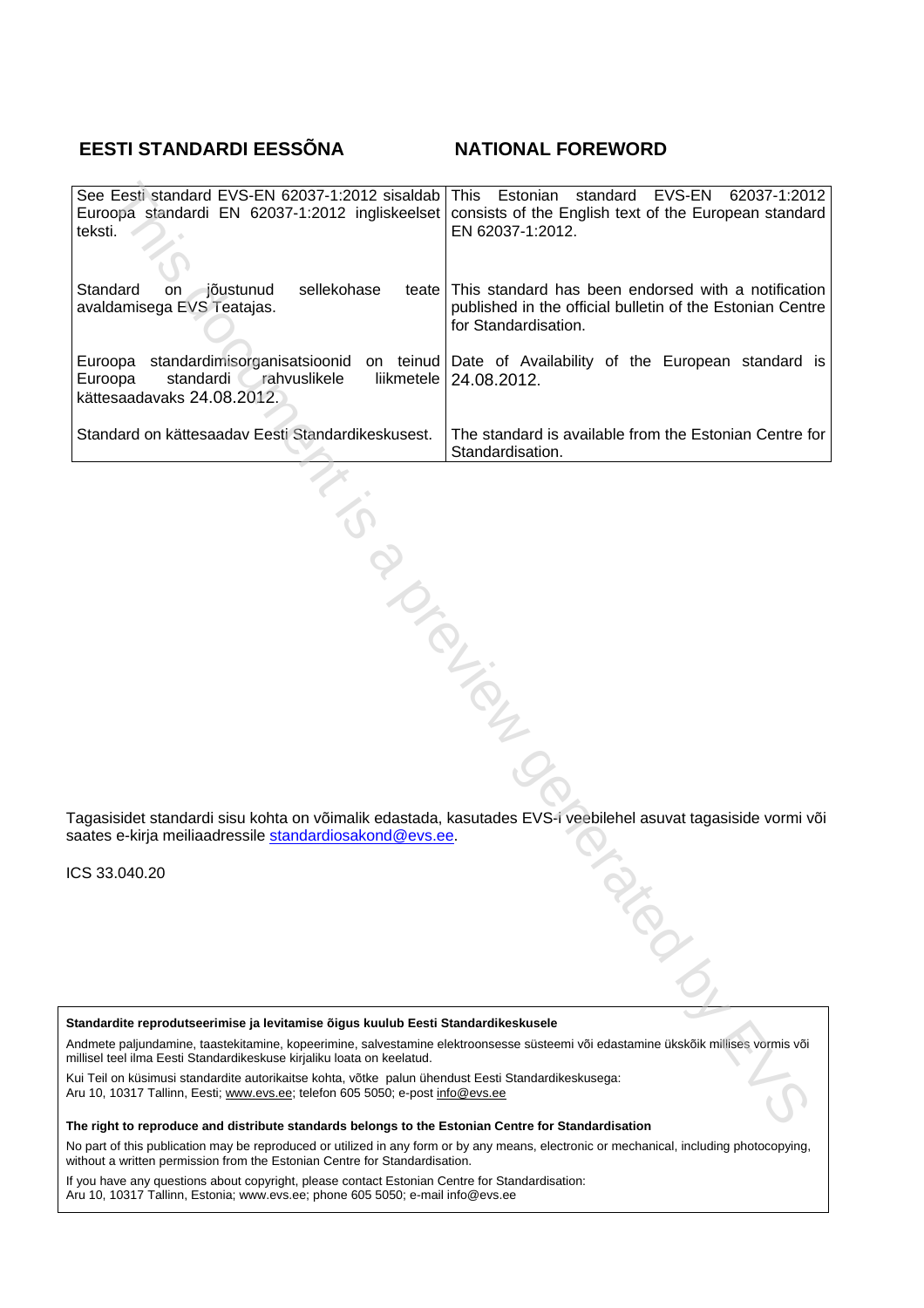| EESTI STANDARDI EESSÕNA | NATIONAL FOREWORD |
| --- | --- |
| See Eesti standard EVS-EN 62037-1:2012 sisaldab Euroopa standardi EN 62037-1:2012 ingliskeelset teksti. | This Estonian standard EVS-EN 62037-1:2012 consists of the English text of the European standard EN 62037-1:2012. |
| Standard on jõustunud sellekohase teate avaldamisega EVS Teatajas. | This standard has been endorsed with a notification published in the official bulletin of the Estonian Centre for Standardisation. |
| Euroopa standardimisorganisatsioonid on teinud Euroopa standardi rahvuslikele liikmetele kättesaadavaks 24.08.2012. | Date of Availability of the European standard is 24.08.2012. |
| Standard on kättesaadav Eesti Standardikeskusest. | The standard is available from the Estonian Centre for Standardisation. |

Tagasisidet standardi sisu kohta on võimalik edastada, kasutades EVS-i veebilehel asuvat tagasiside vormi või saates e-kirja meiliaadressile standardiosakond@evs.ee.

ICS 33.040.20

**Standardite reprodutseerimise ja levitamise õigus kuulub Eesti Standardikeskusele**

Andmete paljundamine, taastekitamine, kopeerimine, salvestamine elektroonsesse süsteemi või edastamine ükskõik millises vormis või millisel teel ilma Eesti Standardikeskuse kirjaliku loata on keelatud.

Kui Teil on küsimusi standardite autorikaitse kohta, võtke palun ühendust Eesti Standardikeskusega:
Aru 10, 10317 Tallinn, Eesti; www.evs.ee; telefon 605 5050; e-post info@evs.ee

**The right to reproduce and distribute standards belongs to the Estonian Centre for Standardisation**

No part of this publication may be reproduced or utilized in any form or by any means, electronic or mechanical, including photocopying, without a written permission from the Estonian Centre for Standardisation.

If you have any questions about copyright, please contact Estonian Centre for Standardisation:
Aru 10, 10317 Tallinn, Estonia; www.evs.ee; phone 605 5050; e-mail info@evs.ee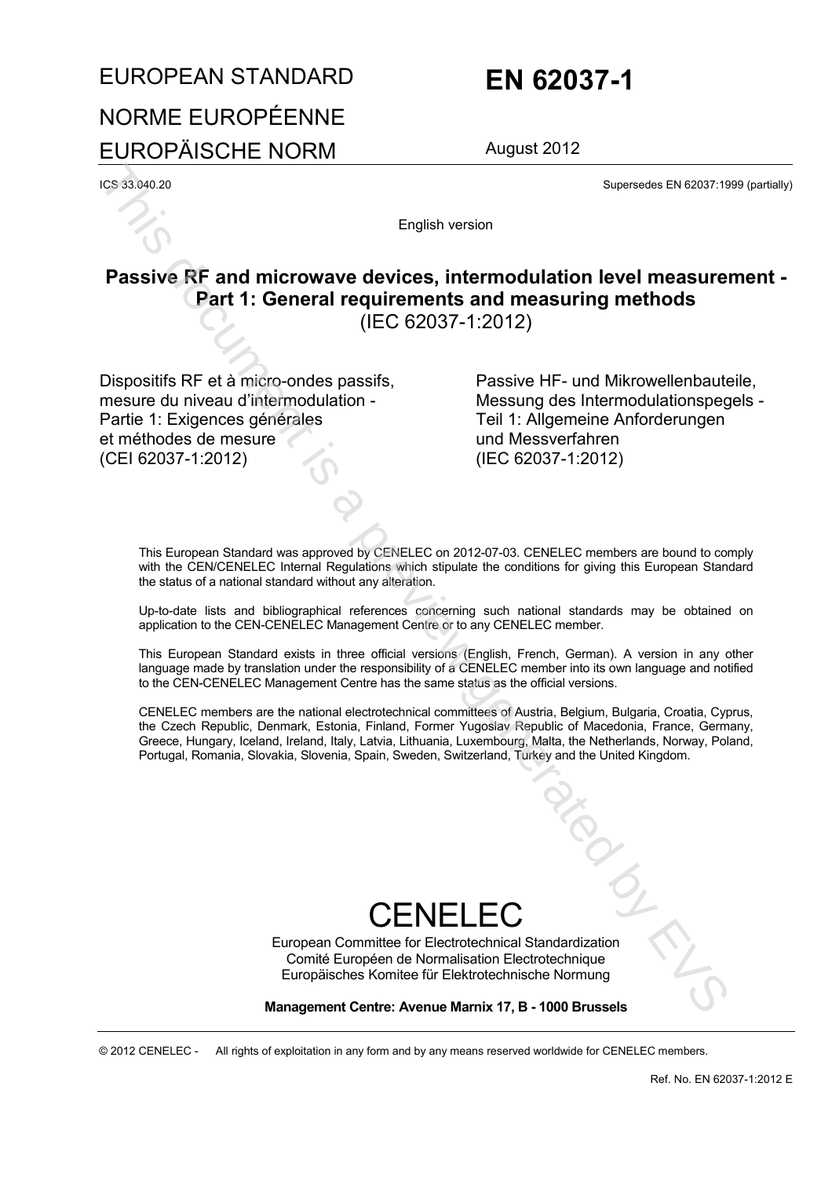# EUROPEAN STANDARD

# NORME EUROPÉENNE

# EUROPÄISCHE NORM

# EN 62037-1

August 2012

ICS 33.040.20

Supersedes EN 62037:1999 (partially)

English version

## Passive RF and microwave devices, intermodulation level measurement - Part 1: General requirements and measuring methods

(IEC 62037-1:2012)

Dispositifs RF et à micro-ondes passifs, mesure du niveau d'intermodulation - Partie 1: Exigences générales et méthodes de mesure
(CEI 62037-1:2012)

Passive HF- und Mikrowellenbauteile, Messung des Intermodulationspegels - Teil 1: Allgemeine Anforderungen und Messverfahren
(IEC 62037-1:2012)

This European Standard was approved by CENELEC on 2012-07-03. CENELEC members are bound to comply with the CEN/CENELEC Internal Regulations which stipulate the conditions for giving this European Standard the status of a national standard without any alteration.

Up-to-date lists and bibliographical references concerning such national standards may be obtained on application to the CEN-CENELEC Management Centre or to any CENELEC member.

This European Standard exists in three official versions (English, French, German). A version in any other language made by translation under the responsibility of a CENELEC member into its own language and notified to the CEN-CENELEC Management Centre has the same status as the official versions.

CENELEC members are the national electrotechnical committees of Austria, Belgium, Bulgaria, Croatia, Cyprus, the Czech Republic, Denmark, Estonia, Finland, Former Yugoslav Republic of Macedonia, France, Germany, Greece, Hungary, Iceland, Ireland, Italy, Latvia, Lithuania, Luxembourg, Malta, the Netherlands, Norway, Poland, Portugal, Romania, Slovakia, Slovenia, Spain, Sweden, Switzerland, Turkey and the United Kingdom.

# CENELEC

European Committee for Electrotechnical Standardization
Comité Européen de Normalisation Electrotechnique
Europäisches Komitee für Elektrotechnische Normung

**Management Centre: Avenue Marnix 17, B - 1000 Brussels**

© 2012 CENELEC - All rights of exploitation in any form and by any means reserved worldwide for CENELEC members.

Ref. No. EN 62037-1:2012 E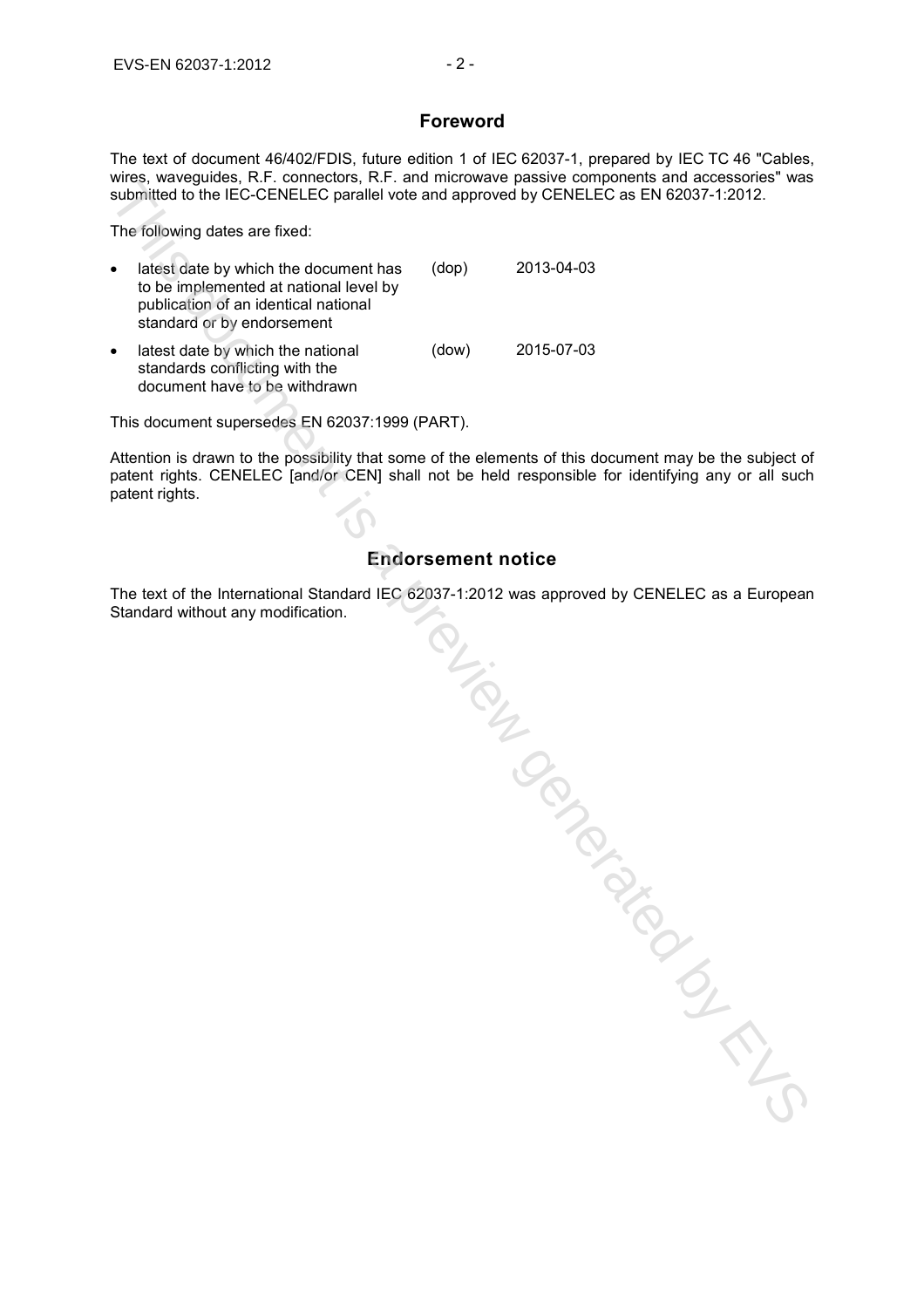## Foreword

The text of document 46/402/FDIS, future edition 1 of IEC 62037-1, prepared by IEC TC 46 "Cables, wires, waveguides, R.F. connectors, R.F. and microwave passive components and accessories" was submitted to the IEC-CENELEC parallel vote and approved by CENELEC as EN 62037-1:2012.

The following dates are fixed:

- latest date by which the document has to be implemented at national level by publication of an identical national standard or by endorsement (dop) 2013-04-03
- latest date by which the national standards conflicting with the document have to be withdrawn (dow) 2015-07-03

This document supersedes EN 62037:1999 (PART).

Attention is drawn to the possibility that some of the elements of this document may be the subject of patent rights. CENELEC [and/or CEN] shall not be held responsible for identifying any or all such patent rights.

## Endorsement notice

The text of the International Standard IEC 62037-1:2012 was approved by CENELEC as a European Standard without any modification.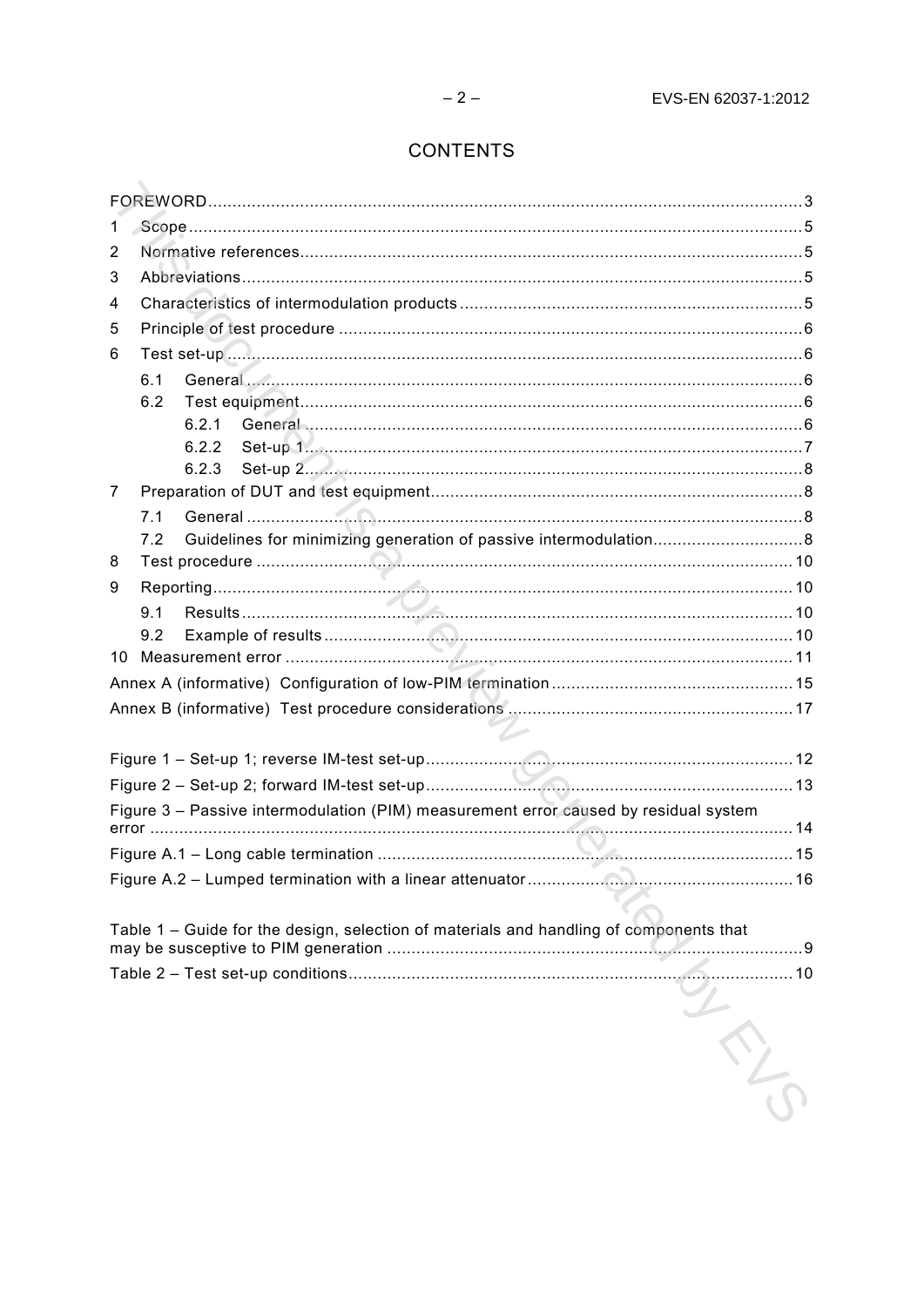# CONTENTS

FOREWORD...........3

1 Scope...........5

2 Normative references...........5

3 Abbreviations...........5

4 Characteristics of intermodulation products...........5

5 Principle of test procedure...........6

6 Test set-up...........6

- 6.1 General...........6
- 6.2 Test equipment...........6
  - 6.2.1 General...........6
  - 6.2.2 Set-up 1...........7
  - 6.2.3 Set-up 2...........8

7 Preparation of DUT and test equipment...........8

- 7.1 General...........8
- 7.2 Guidelines for minimizing generation of passive intermodulation...........8

8 Test procedure...........10

9 Reporting...........10

- 9.1 Results...........10
- 9.2 Example of results...........10

10 Measurement error...........11

Annex A (informative) Configuration of low-PIM termination...........15

Annex B (informative) Test procedure considerations...........17

Figure 1 – Set-up 1; reverse IM-test set-up...........12

Figure 2 – Set-up 2; forward IM-test set-up...........13

Figure 3 – Passive intermodulation (PIM) measurement error caused by residual system error...........14

Figure A.1 – Long cable termination...........15

Figure A.2 – Lumped termination with a linear attenuator...........16

Table 1 – Guide for the design, selection of materials and handling of components that may be susceptive to PIM generation...........9

Table 2 – Test set-up conditions...........10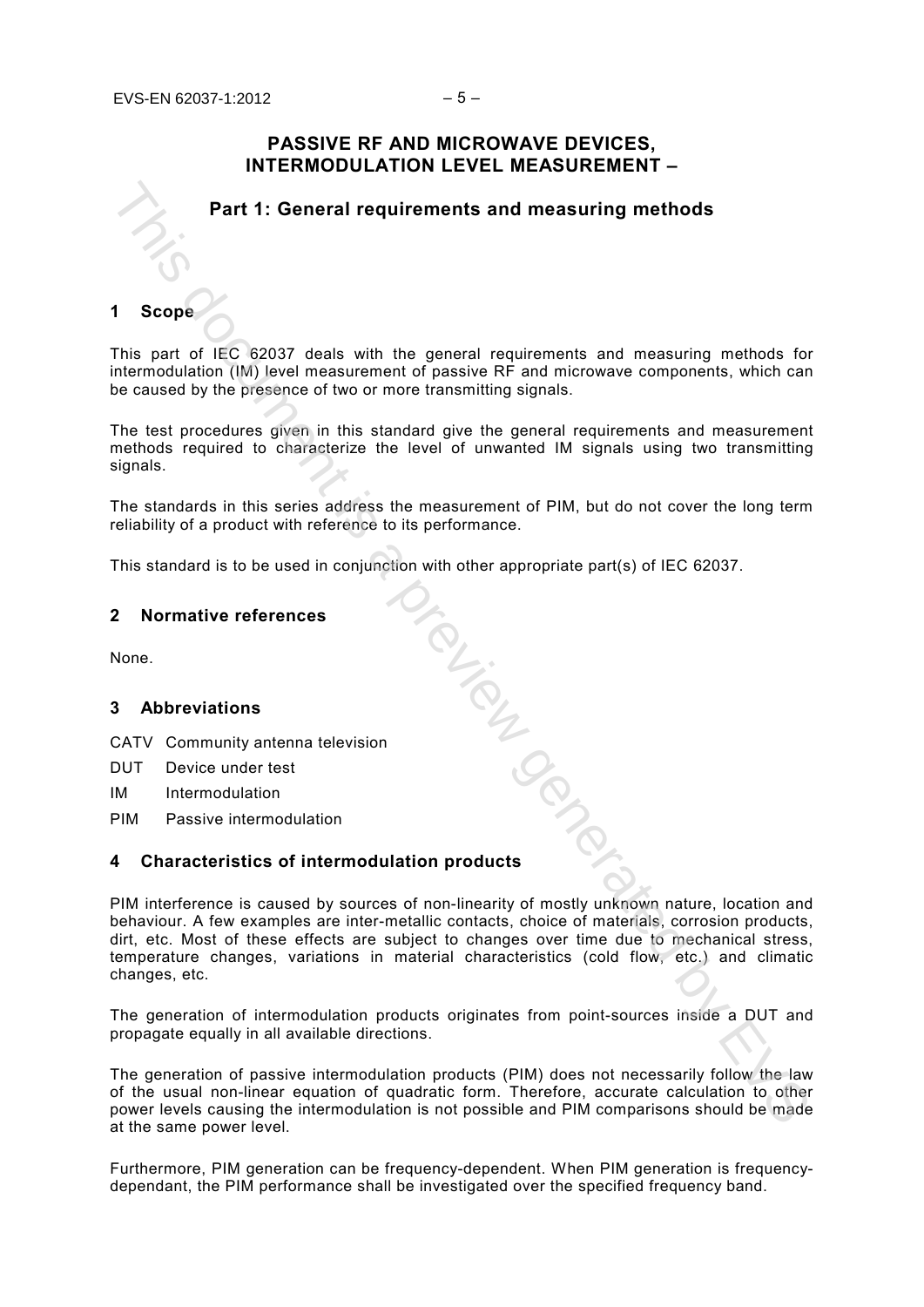# PASSIVE RF AND MICROWAVE DEVICES, INTERMODULATION LEVEL MEASUREMENT –

## Part 1: General requirements and measuring methods

## 1 Scope

This part of IEC 62037 deals with the general requirements and measuring methods for intermodulation (IM) level measurement of passive RF and microwave components, which can be caused by the presence of two or more transmitting signals.

The test procedures given in this standard give the general requirements and measurement methods required to characterize the level of unwanted IM signals using two transmitting signals.

The standards in this series address the measurement of PIM, but do not cover the long term reliability of a product with reference to its performance.

This standard is to be used in conjunction with other appropriate part(s) of IEC 62037.

## 2 Normative references

None.

## 3 Abbreviations

CATV Community antenna television

DUT Device under test

IM Intermodulation

PIM Passive intermodulation

## 4 Characteristics of intermodulation products

PIM interference is caused by sources of non-linearity of mostly unknown nature, location and behaviour. A few examples are inter-metallic contacts, choice of materials, corrosion products, dirt, etc. Most of these effects are subject to changes over time due to mechanical stress, temperature changes, variations in material characteristics (cold flow, etc.) and climatic changes, etc.

The generation of intermodulation products originates from point-sources inside a DUT and propagate equally in all available directions.

The generation of passive intermodulation products (PIM) does not necessarily follow the law of the usual non-linear equation of quadratic form. Therefore, accurate calculation to other power levels causing the intermodulation is not possible and PIM comparisons should be made at the same power level.

Furthermore, PIM generation can be frequency-dependent. When PIM generation is frequency-dependant, the PIM performance shall be investigated over the specified frequency band.